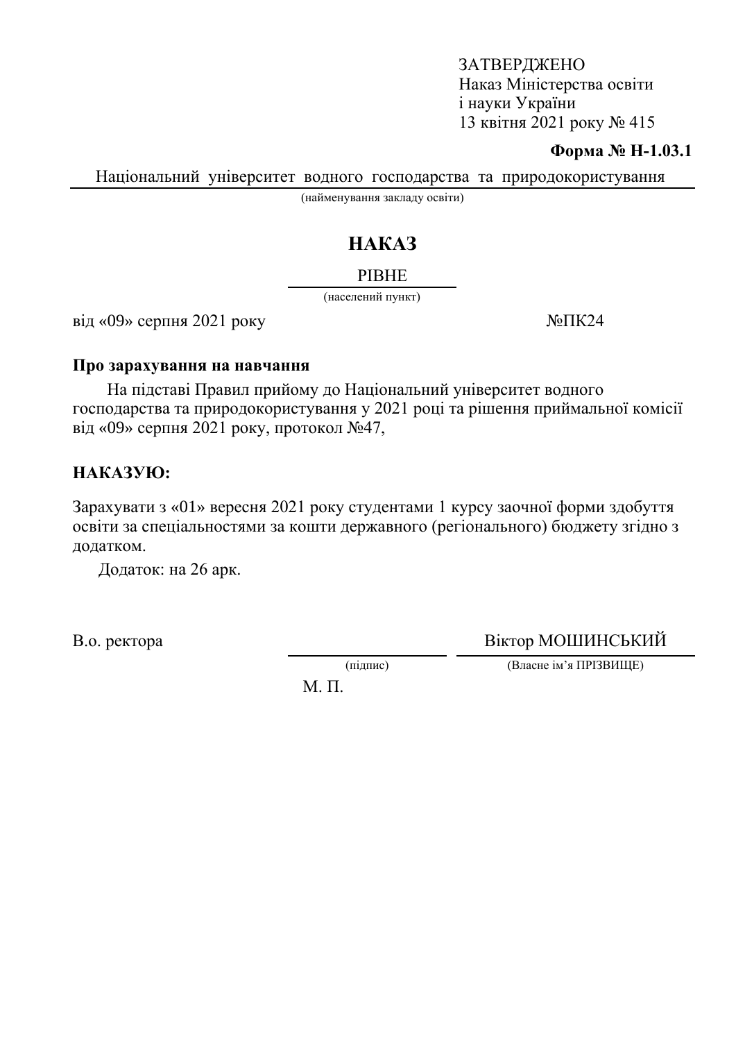ЗАТВЕРДЖЕНО
Наказ Міністерства освіти
і науки України
13 квітня 2021 року № 415

**Форма № Н-1.03.1**

Національний університет водного господарства та природокористування
(найменування закладу освіти)

# НАКАЗ

РІВНЕ
(населений пункт)

від «09» серпня 2021 року №ПК24

**Про зарахування на навчання**

На підставі Правил прийому до Національний університет водного господарства та природокористування у 2021 році та рішення приймальної комісії від «09» серпня 2021 року, протокол №47,

**НАКАЗУЮ:**

Зарахувати з «01» вересня 2021 року студентами 1 курсу заочної форми здобуття освіти за спеціальностями за кошти державного (регіонального) бюджету згідно з додатком.

Додаток: на 26 арк.

В.о. ректора (підпис) Віктор МОШИНСЬКИЙ
(Власне ім'я ПРІЗВИЩЕ)

М. П.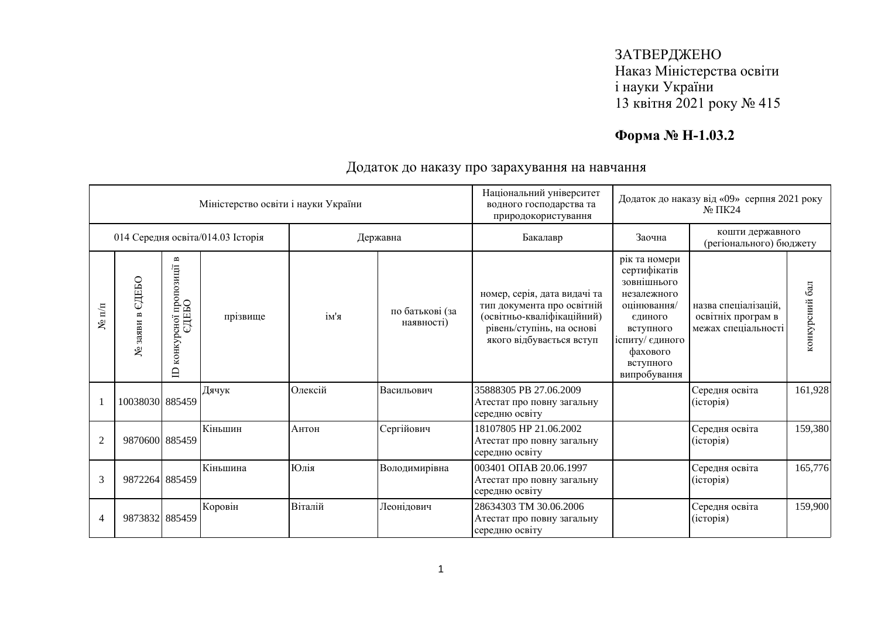ЗАТВЕРДЖЕНО
Наказ Міністерства освіти
і науки України
13 квітня 2021 року № 415

**Форма № Н-1.03.2**

Додаток до наказу про зарахування на навчання

| Міністерство освіти і науки України | | | | | | Національний університет водного господарства та природокористування | Додаток до наказу від «09» серпня 2021 року № ПК24 | | |
|---|---|---|---|---|---|---|---|---|---|
| 014 Середня освіта/014.03 Історія | | | | Державна | | Бакалавр | Заочна | кошти державного (регіонального) бюджету | |
| № п/п | № заяви в ЄДЕБО | ID конкурсної пропозиції в ЄДЕБО | прізвище | ім'я | по батькові (за наявності) | номер, серія, дата видачі та тип документа про освітній (освітньо-кваліфікаційний) рівень/ступінь, на основі якого відбувається вступ | рік та номери сертифікатів зовнішнього незалежного оцінювання/ єдиного вступного іспиту/ єдиного фахового вступного випробування | назва спеціалізацій, освітніх програм в межах спеціальності | конкурсний бал |
| 1 | 10038030 | 885459 | Дячук | Олексій | Васильович | 35888305 РВ 27.06.2009 Атестат про повну загальну середню освіту | | Середня освіта (історія) | 161,928 |
| 2 | 9870600 | 885459 | Кіньшин | Антон | Сергійович | 18107805 НР 21.06.2002 Атестат про повну загальну середню освіту | | Середня освіта (історія) | 159,380 |
| 3 | 9872264 | 885459 | Кіньшина | Юлія | Володимирівна | 003401 ОПАВ 20.06.1997 Атестат про повну загальну середню освіту | | Середня освіта (історія) | 165,776 |
| 4 | 9873832 | 885459 | Коровін | Віталій | Леонідович | 28634303 ТМ 30.06.2006 Атестат про повну загальну середню освіту | | Середня освіта (історія) | 159,900 |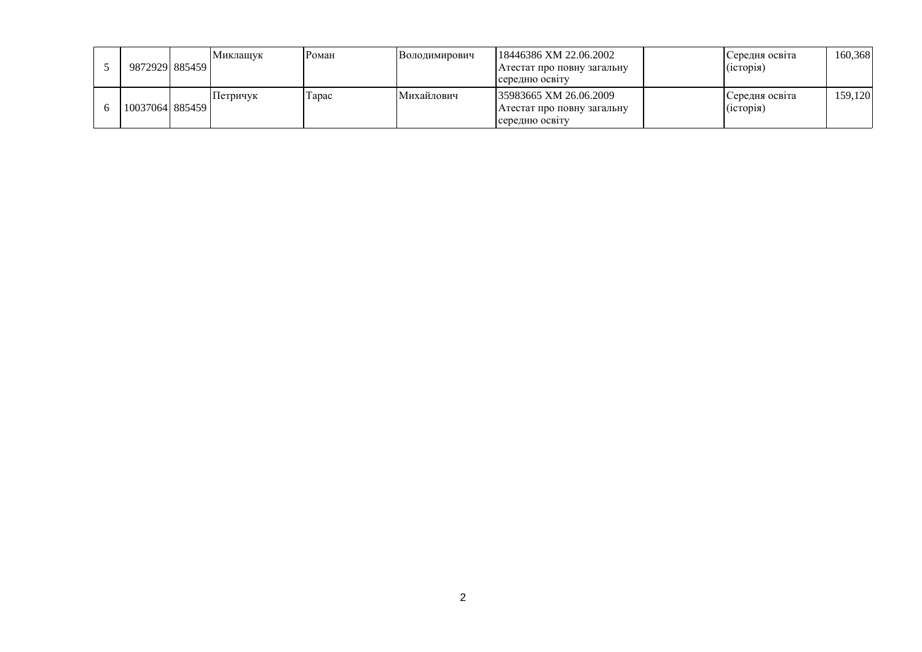| 5 | 9872929 | 885459 | Миклащук | Роман | Володимирович | 18446386 ХМ 22.06.2002 Атестат про повну загальну середню освіту | | Середня освіта (історія) | 160,368 |
|---|---|---|---|---|---|---|---|---|---|
| 6 | 10037064 | 885459 | Петричук | Тарас | Михайлович | 35983665 ХМ 26.06.2009 Атестат про повну загальну середню освіту | | Середня освіта (історія) | 159,120 |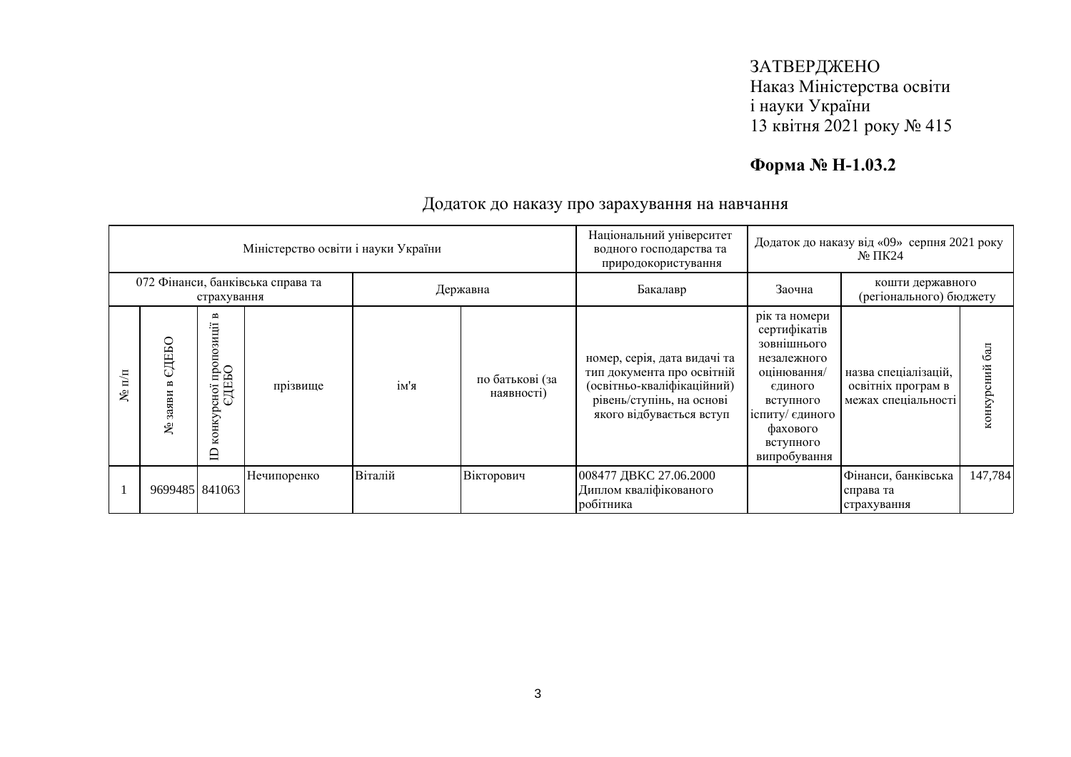ЗАТВЕРДЖЕНО
Наказ Міністерства освіти
і науки України
13 квітня 2021 року № 415

**Форма № Н-1.03.2**

## Додаток до наказу про зарахування на навчання

| Міністерство освіти і науки України | | | | | | Національний університет водного господарства та природокористування | Додаток до наказу від «09» серпня 2021 року № ПК24 | | |
|---|---|---|---|---|---|---|---|---|---|
| 072 Фінанси, банківська справа та страхування | | | | Державна | | Бакалавр | Заочна | кошти державного (регіонального) бюджету | |
| № п/п | № заяви в ЄДЕБО | ID конкурсної пропозиції в ЄДЕБО | прізвище | ім'я | по батькові (за наявності) | номер, серія, дата видачі та тип документа про освітній (освітньо-кваліфікаційний) рівень/ступінь, на основі якого відбувається вступ | рік та номери сертифікатів зовнішнього незалежного оцінювання/ єдиного вступного іспиту/ єдиного фахового вступного випробування | назва спеціалізацій, освітніх програм в межах спеціальності | конкурсний бал |
| 1 | 9699485 | 841063 | Нечипоренко | Віталій | Вікторович | 008477 ДВКС 27.06.2000 Диплом кваліфікованого робітника | | Фінанси, банківська справа та страхування | 147,784 |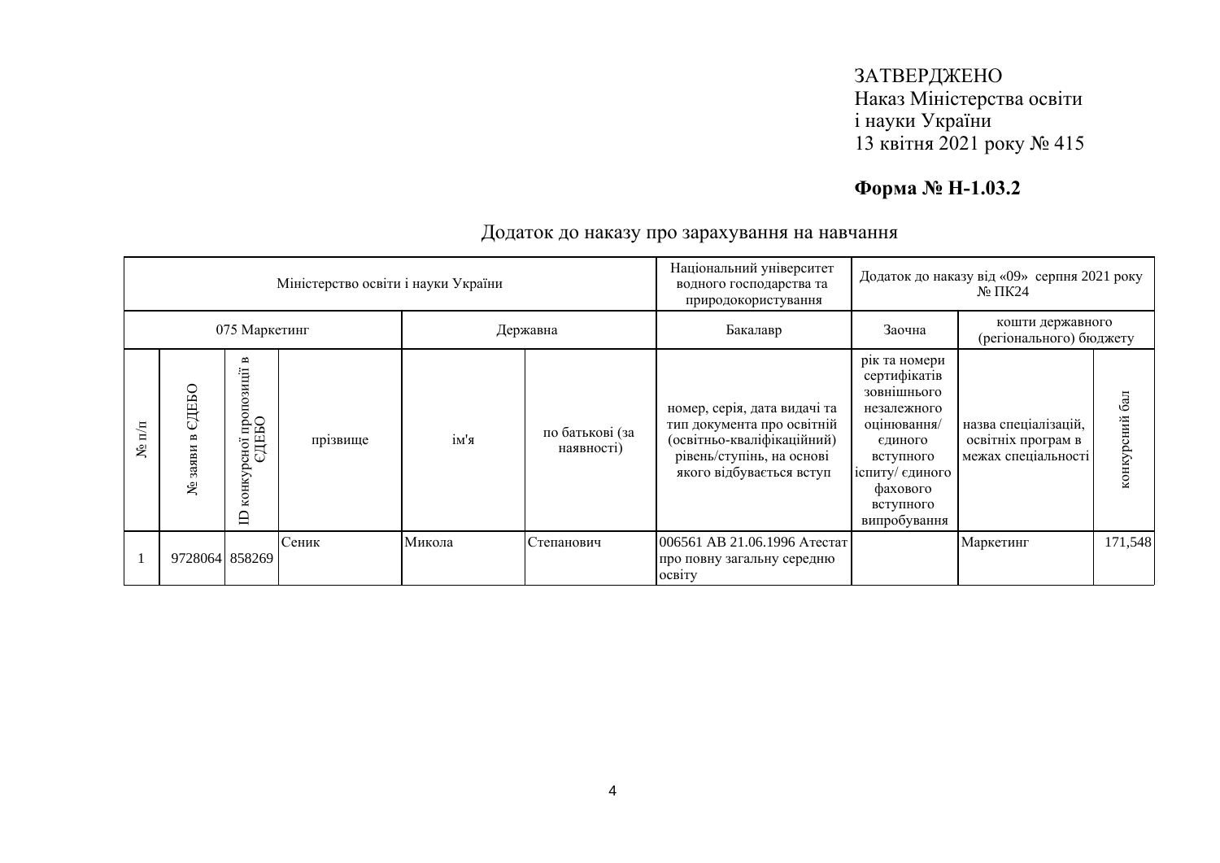ЗАТВЕРДЖЕНО
Наказ Міністерства освіти
і науки України
13 квітня 2021 року № 415

**Форма № Н-1.03.2**

## Додаток до наказу про зарахування на навчання

| Міністерство освіти і науки України | | | | | | Національний університет водного господарства та природокористування | Додаток до наказу від «09» серпня 2021 року № ПК24 | | |
|---|---|---|---|---|---|---|---|---|---|
| 075 Маркетинг | | | | Державна | | Бакалавр | Заочна | кошти державного (регіонального) бюджету | |
| № п/п | № заяви в ЄДЕБО | ID конкурсної пропозиції в ЄДЕБО | прізвище | ім'я | по батькові (за наявності) | номер, серія, дата видачі та тип документа про освітній (освітньо-кваліфікаційний) рівень/ступінь, на основі якого відбувається вступ | рік та номери сертифікатів зовнішнього незалежного оцінювання/ єдиного вступного іспиту/ єдиного фахового вступного випробування | назва спеціалізацій, освітніх програм в межах спеціальності | конкурсний бал |
| 1 | 9728064 | 858269 | Сеник | Микола | Степанович | 006561 АВ 21.06.1996 Атестат про повну загальну середню освіту | | Маркетинг | 171,548 |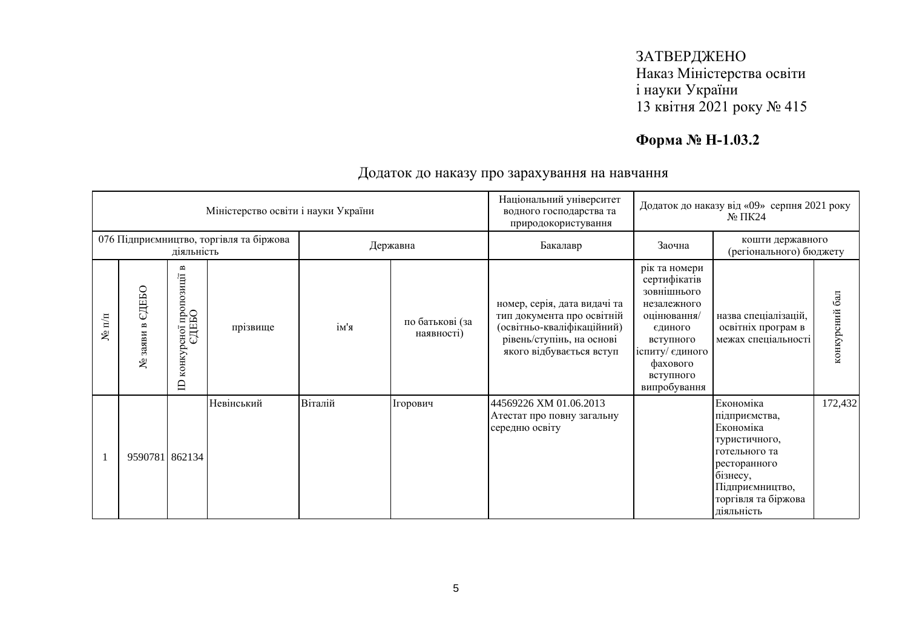ЗАТВЕРДЖЕНО
Наказ Міністерства освіти
і науки України
13 квітня 2021 року № 415

**Форма № Н-1.03.2**

Додаток до наказу про зарахування на навчання

| Міністерство освіти і науки України | | | | | | Національний університет водного господарства та природокористування | Додаток до наказу від «09» серпня 2021 року № ПК24 | | |
|---|---|---|---|---|---|---|---|---|---|
| 076 Підприємництво, торгівля та біржова діяльність | | | Державна | | | Бакалавр | Заочна | кошти державного (регіонального) бюджету | |
| № п/п | № заяви в ЄДЕБО | ID конкурсної пропозиції в ЄДЕБО | прізвище | ім'я | по батькові (за наявності) | номер, серія, дата видачі та тип документа про освітній (освітньо-кваліфікаційний) рівень/ступінь, на основі якого відбувається вступ | рік та номери сертифікатів зовнішнього незалежного оцінювання/ єдиного вступного іспиту/ єдиного фахового вступного випробування | назва спеціалізацій, освітніх програм в межах спеціальності | конкурсний бал |
| 1 | 9590781 | 862134 | Невінський | Віталій | Ігорович | 44569226 ХМ 01.06.2013 Атестат про повну загальну середню освіту | | Економіка підприємства, Економіка туристичного, готельного та ресторанного бізнесу, Підприємництво, торгівля та біржова діяльність | 172,432 |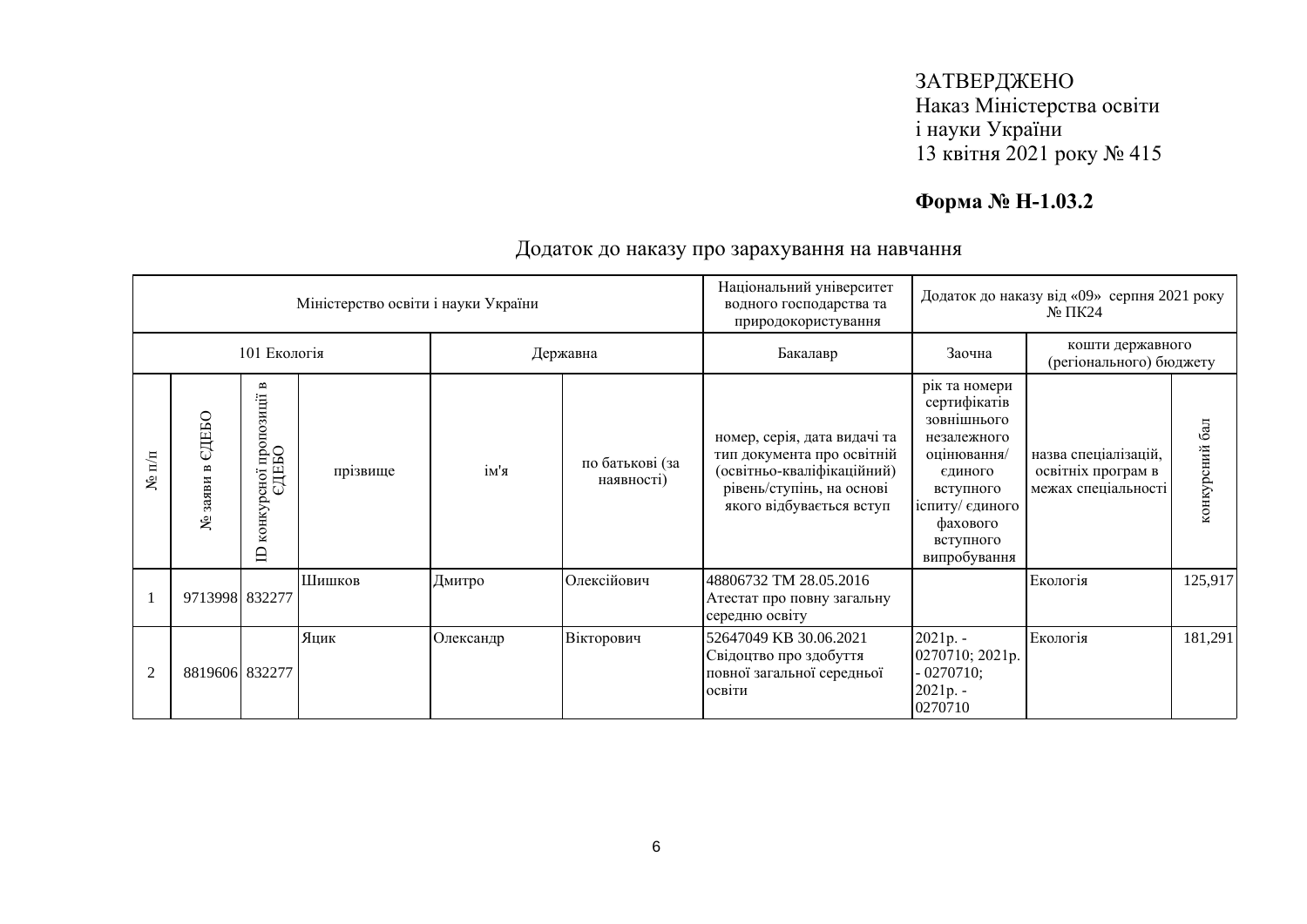ЗАТВЕРДЖЕНО
Наказ Міністерства освіти
і науки України
13 квітня 2021 року № 415

**Форма № Н-1.03.2**

Додаток до наказу про зарахування на навчання

| Міністерство освіти і науки України | | | | | | Національний університет водного господарства та природокористування | Додаток до наказу від «09» серпня 2021 року № ПК24 | | |
|---|---|---|---|---|---|---|---|---|---|
| 101 Екологія | | | | Державна | | Бакалавр | Заочна | кошти державного (регіонального) бюджету | |
| № п/п | № заяви в ЄДЕБО | ID конкурсної пропозиції в ЄДЕБО | прізвище | ім'я | по батькові (за наявності) | номер, серія, дата видачі та тип документа про освітній (освітньо-кваліфікаційний) рівень/ступінь, на основі якого відбувається вступ | рік та номери сертифікатів зовнішнього незалежного оцінювання/ єдиного вступного іспиту/ єдиного фахового вступного випробування | назва спеціалізацій, освітніх програм в межах спеціальності | конкурсний бал |
| 1 | 9713998 | 832277 | Шишков | Дмитро | Олексійович | 48806732 ТМ 28.05.2016 Атестат про повну загальну середню освіту | | Екологія | 125,917 |
| 2 | 8819606 | 832277 | Яцик | Олександр | Вікторович | 52647049 КВ 30.06.2021 Свідоцтво про здобуття повної загальної середньої освіти | 2021р. - 0270710; 2021р. - 0270710; 2021р. - 0270710 | Екологія | 181,291 |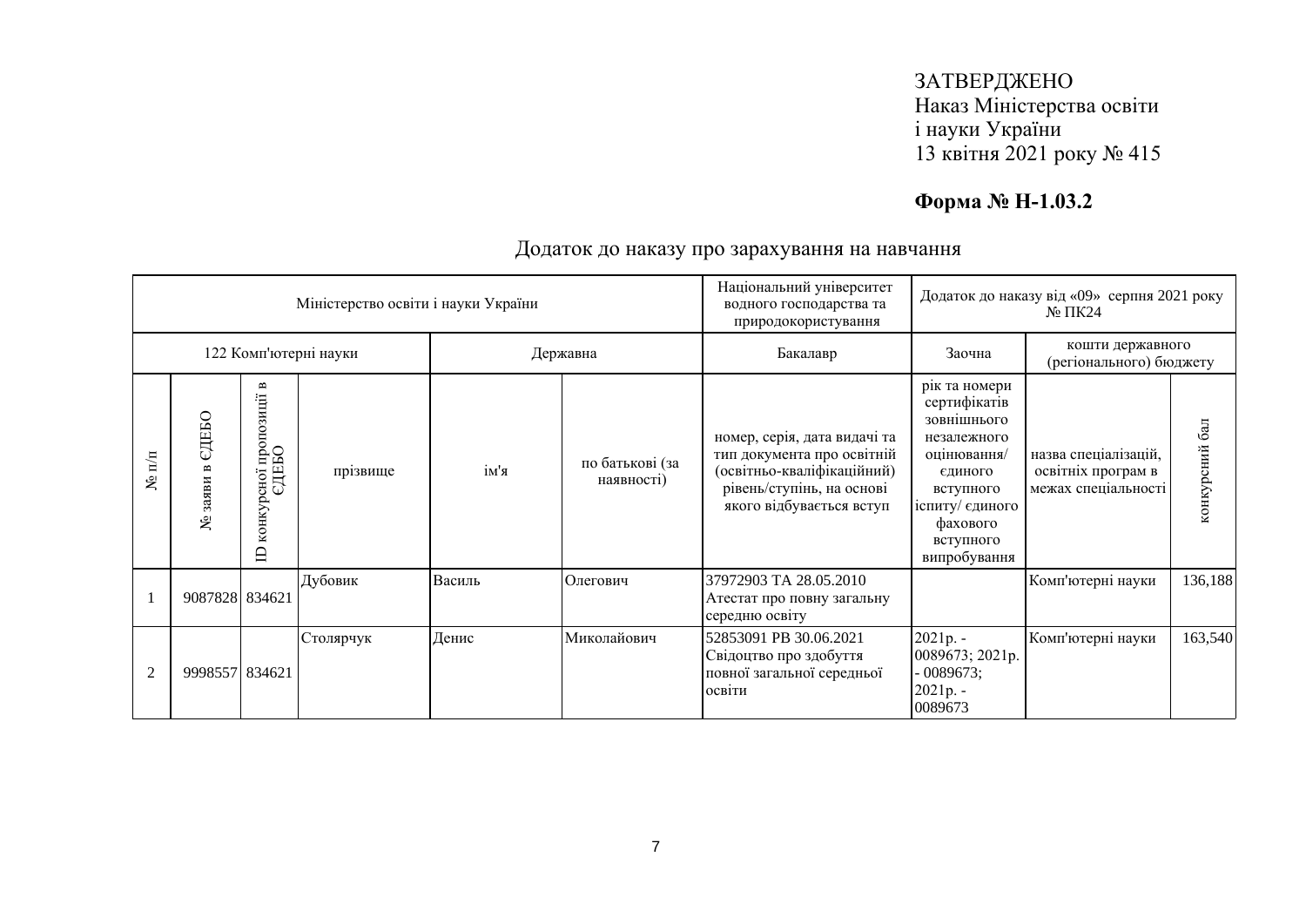ЗАТВЕРДЖЕНО
Наказ Міністерства освіти
і науки України
13 квітня 2021 року № 415

**Форма № Н-1.03.2**

## Додаток до наказу про зарахування на навчання

| Міністерство освіти і науки України | | | | | | Національний університет водного господарства та природокористування | Додаток до наказу від «09» серпня 2021 року № ПК24 | | |
|---|---|---|---|---|---|---|---|---|---|
| 122 Комп'ютерні науки | | | | Державна | | Бакалавр | Заочна | кошти державного (регіонального) бюджету | |
| № п/п | № заяви в ЄДЕБО | ID конкурсної пропозиції в ЄДЕБО | прізвище | ім'я | по батькові (за наявності) | номер, серія, дата видачі та тип документа про освітній (освітньо-кваліфікаційний) рівень/ступінь, на основі якого відбувається вступ | рік та номери сертифікатів зовнішнього незалежного оцінювання/ єдиного вступного іспиту/ єдиного фахового вступного випробування | назва спеціалізацій, освітніх програм в межах спеціальності | конкурсний бал |
| 1 | 9087828 | 834621 | Дубовик | Василь | Олегович | 37972903 ТА 28.05.2010 Атестат про повну загальну середню освіту | | Комп'ютерні науки | 136,188 |
| 2 | 9998557 | 834621 | Столярчук | Денис | Миколайович | 52853091 РВ 30.06.2021 Свідоцтво про здобуття повної загальної середньої освіти | 2021р. - 0089673; 2021р. - 0089673; 2021р. - 0089673 | Комп'ютерні науки | 163,540 |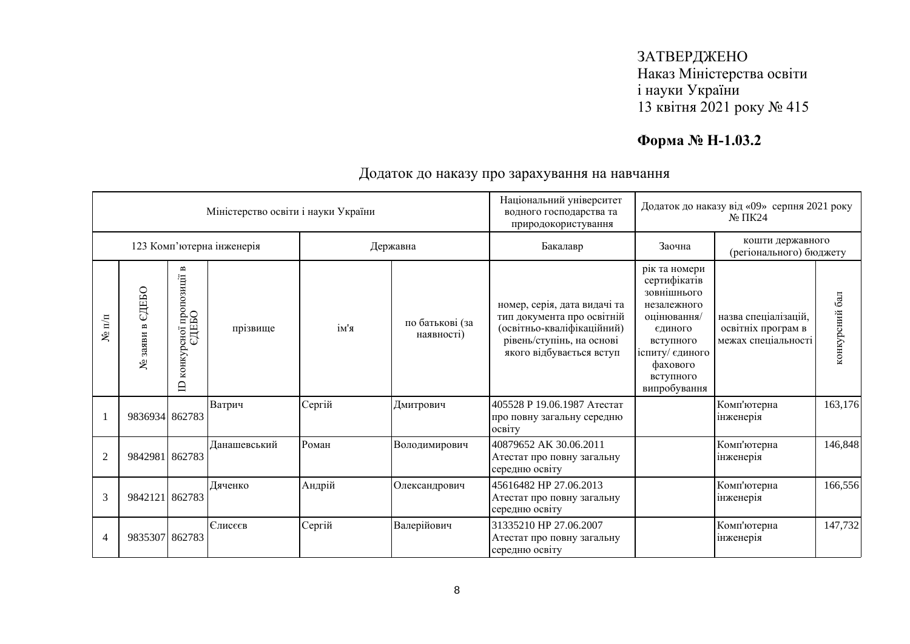ЗАТВЕРДЖЕНО
Наказ Міністерства освіти
і науки України
13 квітня 2021 року № 415

**Форма № Н-1.03.2**

Додаток до наказу про зарахування на навчання

| Міністерство освіти і науки України | | | | | | Національний університет водного господарства та природокористування | Додаток до наказу від «09» серпня 2021 року № ПК24 | | |
|---|---|---|---|---|---|---|---|---|---|
| 123 Комп'ютерна інженерія | | | | Державна | | Бакалавр | Заочна | кошти державного (регіонального) бюджету | |
| № п/п | № заяви в ЄДЕБО | ID конкурсної пропозиції в ЄДЕБО | прізвище | ім'я | по батькові (за наявності) | номер, серія, дата видачі та тип документа про освітній (освітньо-кваліфікаційний) рівень/ступінь, на основі якого відбувається вступ | рік та номери сертифікатів зовнішнього незалежного оцінювання/ єдиного вступного іспиту/ єдиного фахового вступного випробування | назва спеціалізацій, освітніх програм в межах спеціальності | конкурсний бал |
| 1 | 9836934 | 862783 | Ватрич | Сергій | Дмитрович | 405528 Р 19.06.1987 Атестат про повну загальну середню освіту | | Комп'ютерна інженерія | 163,176 |
| 2 | 9842981 | 862783 | Данашевський | Роман | Володимирович | 40879652 АК 30.06.2011 Атестат про повну загальну середню освіту | | Комп'ютерна інженерія | 146,848 |
| 3 | 9842121 | 862783 | Дяченко | Андрій | Олександрович | 45616482 НР 27.06.2013 Атестат про повну загальну середню освіту | | Комп'ютерна інженерія | 166,556 |
| 4 | 9835307 | 862783 | Єлисєєв | Сергій | Валерійович | 31335210 НР 27.06.2007 Атестат про повну загальну середню освіту | | Комп'ютерна інженерія | 147,732 |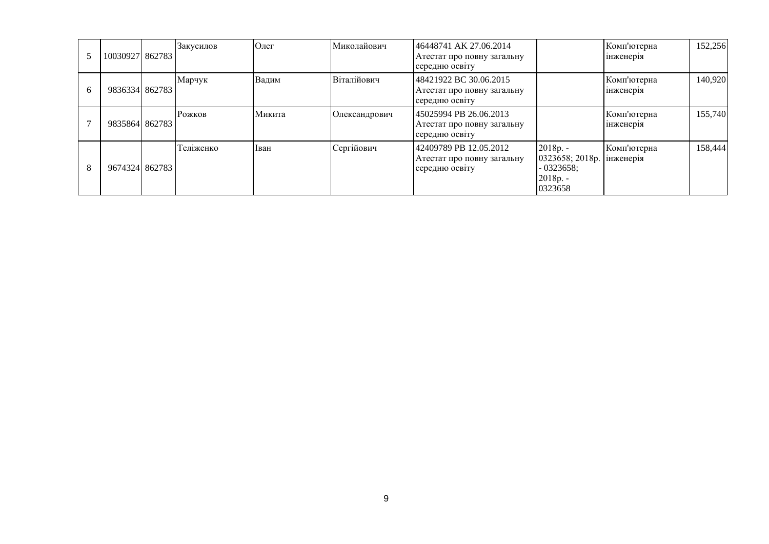| 5 | 10030927 | 862783 | Закусилов | Олег | Миколайович | 46448741 AK 27.06.2014 Атестат про повну загальну середню освіту | | Комп'ютерна інженерія | 152,256 |
|---|---|---|---|---|---|---|---|---|---|
| 6 | 9836334 | 862783 | Марчук | Вадим | Віталійович | 48421922 BC 30.06.2015 Атестат про повну загальну середню освіту | | Комп'ютерна інженерія | 140,920 |
| 7 | 9835864 | 862783 | Рожков | Микита | Олександрович | 45025994 PB 26.06.2013 Атестат про повну загальну середню освіту | | Комп'ютерна інженерія | 155,740 |
| 8 | 9674324 | 862783 | Теліженко | Іван | Сергійович | 42409789 PB 12.05.2012 Атестат про повну загальну середню освіту | 2018р. - 0323658; 2018р. - 0323658; 2018р. - 0323658 | Комп'ютерна інженерія | 158,444 |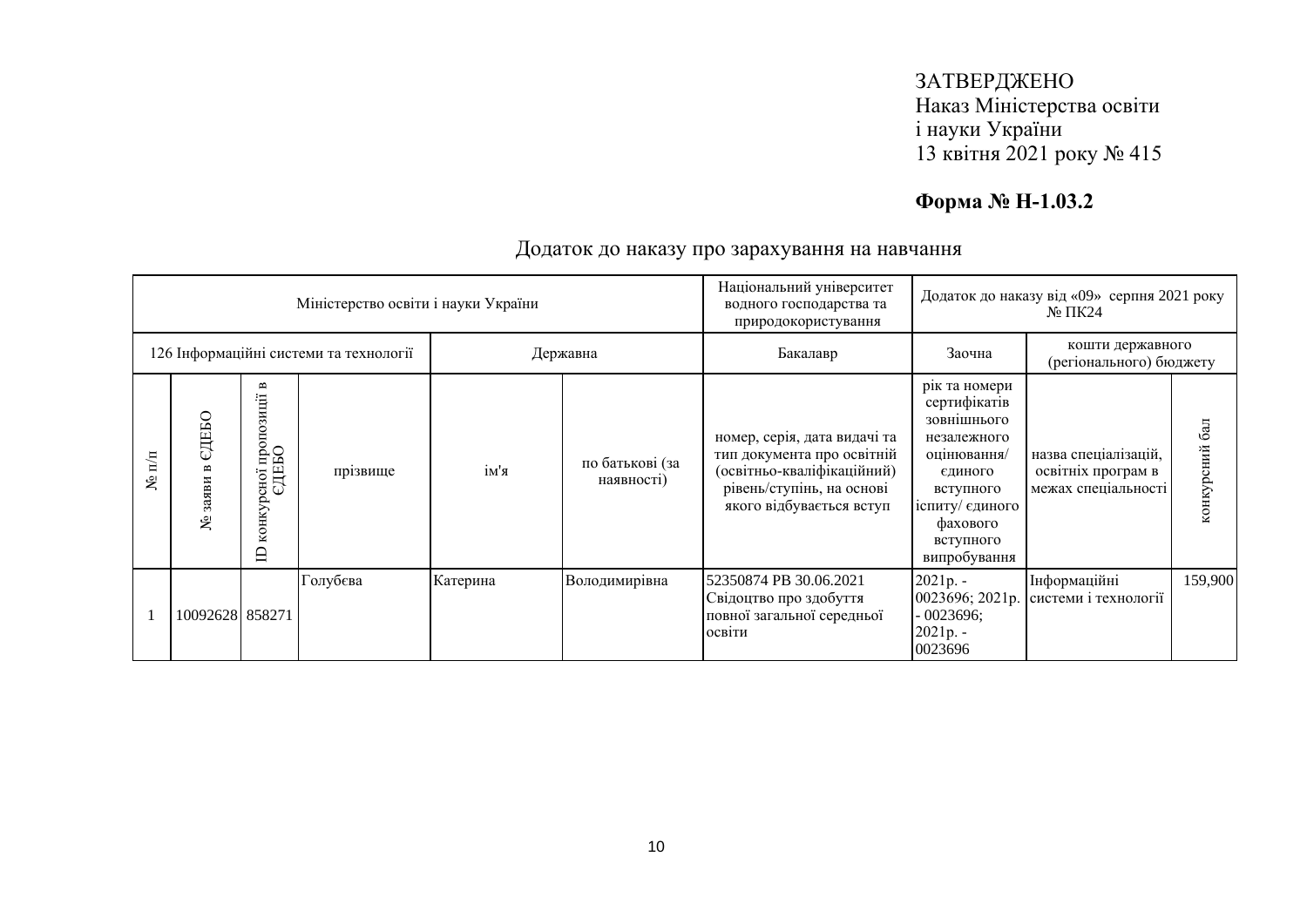ЗАТВЕРДЖЕНО
Наказ Міністерства освіти
і науки України
13 квітня 2021 року № 415

**Форма № Н-1.03.2**

Додаток до наказу про зарахування на навчання

| Міністерство освіти і науки України | | | | | | Національний університет водного господарства та природокористування | Додаток до наказу від «09» серпня 2021 року № ПК24 | | |
|---|---|---|---|---|---|---|---|---|---|
| 126 Інформаційні системи та технології | | | | Державна | | Бакалавр | Заочна | кошти державного (регіонального) бюджету | |
| № п/п | № заяви в ЄДЕБО | ID конкурсної пропозиції в ЄДЕБО | прізвище | ім'я | по батькові (за наявності) | номер, серія, дата видачі та тип документа про освітній (освітньо-кваліфікаційний) рівень/ступінь, на основі якого відбувається вступ | рік та номери сертифікатів зовнішнього незалежного оцінювання/ єдиного вступного іспиту/ єдиного фахового вступного випробування | назва спеціалізацій, освітніх програм в межах спеціальності | конкурсний бал |
| 1 | 10092628 | 858271 | Голубєва | Катерина | Володимирівна | 52350874 РВ 30.06.2021 Свідоцтво про здобуття повної загальної середньої освіти | 2021р. - 0023696; 2021р. - 0023696; 2021р. - 0023696 | Інформаційні системи і технології | 159,900 |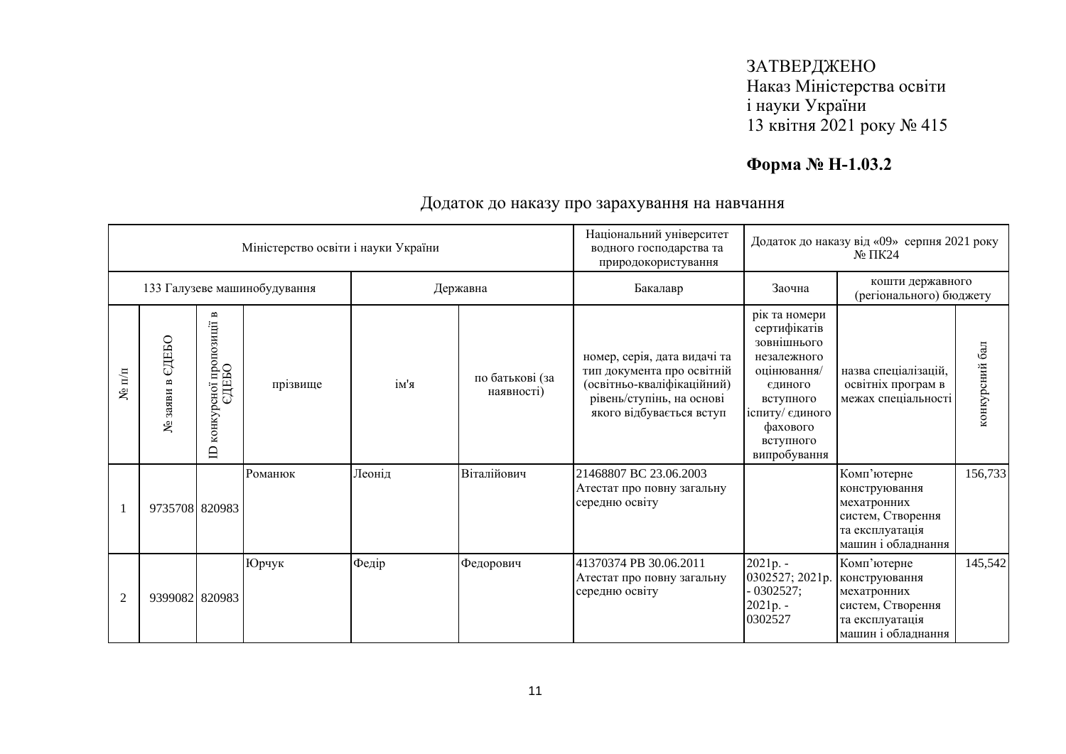ЗАТВЕРДЖЕНО
Наказ Міністерства освіти
і науки України
13 квітня 2021 року № 415

**Форма № Н-1.03.2**

Додаток до наказу про зарахування на навчання

| Міністерство освіти і науки України | | | | | | Національний університет водного господарства та природокористування | Додаток до наказу від «09» серпня 2021 року № ПК24 | | |
|---|---|---|---|---|---|---|---|---|---|
| 133 Галузеве машинобудування | | | | Державна | | Бакалавр | Заочна | кошти державного (регіонального) бюджету | |
| № п/п | № заяви в ЄДЕБО | ID конкурсної пропозиції в ЄДЕБО | прізвище | ім'я | по батькові (за наявності) | номер, серія, дата видачі та тип документа про освітній (освітньо-кваліфікаційний) рівень/ступінь, на основі якого відбувається вступ | рік та номери сертифікатів зовнішнього незалежного оцінювання/ єдиного вступного іспиту/ єдиного фахового вступного випробування | назва спеціалізацій, освітніх програм в межах спеціальності | конкурсний бал |
| 1 | 9735708 | 820983 | Романюк | Леонід | Віталійович | 21468807 ВС 23.06.2003 Атестат про повну загальну середню освіту | | Комп'ютерне конструювання мехатронних систем, Створення та експлуатація машин і обладнання | 156,733 |
| 2 | 9399082 | 820983 | Юрчук | Федір | Федорович | 41370374 РВ 30.06.2011 Атестат про повну загальну середню освіту | 2021р. - 0302527; 2021р. - 0302527; 2021р. - 0302527 | Комп'ютерне конструювання мехатронних систем, Створення та експлуатація машин і обладнання | 145,542 |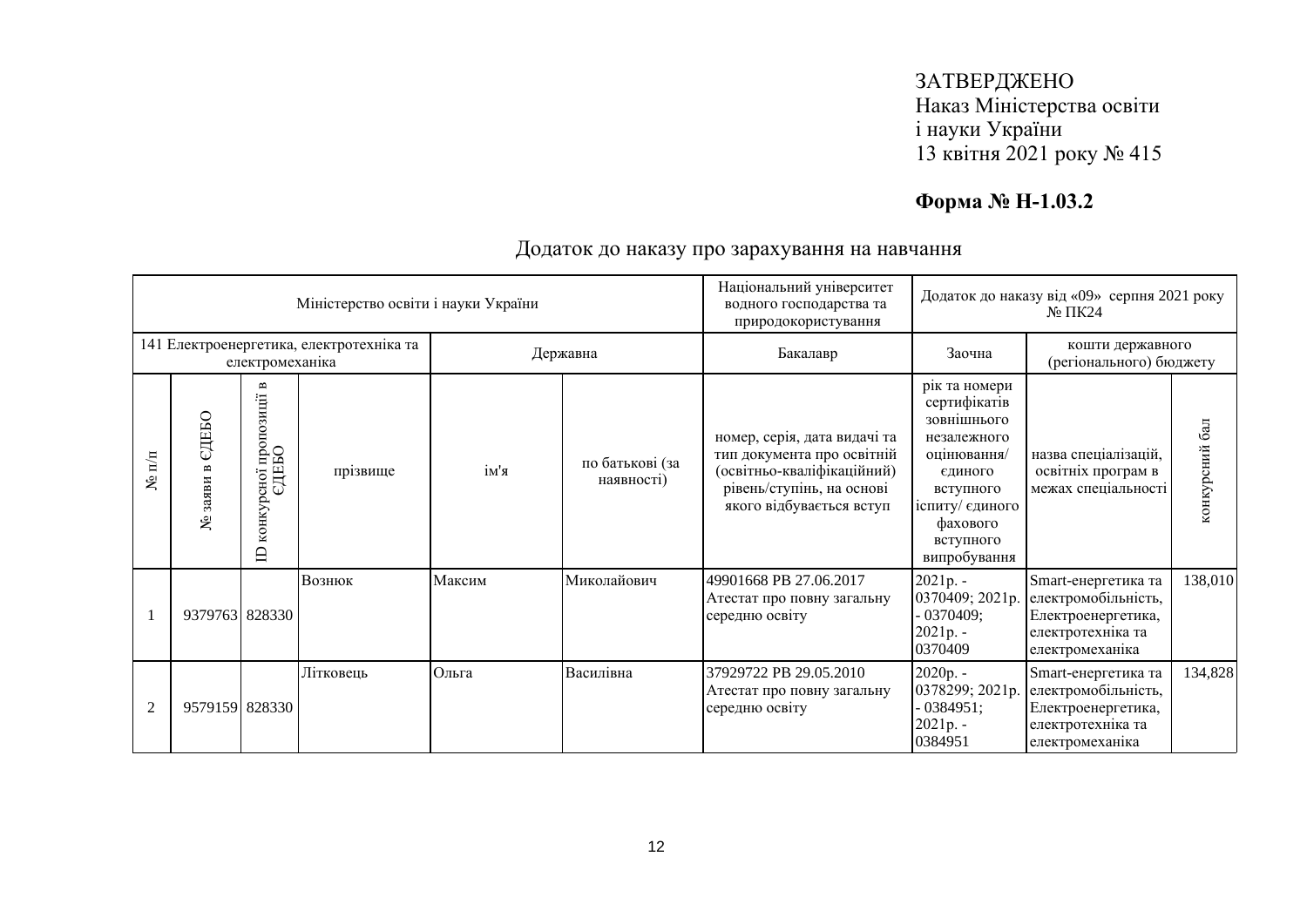ЗАТВЕРДЖЕНО
Наказ Міністерства освіти
і науки України
13 квітня 2021 року № 415

**Форма № Н-1.03.2**

## Додаток до наказу про зарахування на навчання

| Міністерство освіти і науки України | | | | | | Національний університет водного господарства та природокористування | Додаток до наказу від «09» серпня 2021 року № ПК24 | | |
|---|---|---|---|---|---|---|---|---|---|
| 141 Електроенергетика, електротехніка та електромеханіка | | | | Державна | | Бакалавр | Заочна | кошти державного (регіонального) бюджету | |
| № п/п | № заяви в ЄДЕБО | ID конкурсної пропозиції в ЄДЕБО | прізвище | ім'я | по батькові (за наявності) | номер, серія, дата видачі та тип документа про освітній (освітньо-кваліфікаційний) рівень/ступінь, на основі якого відбувається вступ | рік та номери сертифікатів зовнішнього незалежного оцінювання/ єдиного вступного іспиту/ єдиного фахового вступного випробування | назва спеціалізацій, освітніх програм в межах спеціальності | конкурсний бал |
| 1 | 9379763 | 828330 | Вознюк | Максим | Миколайович | 49901668 РВ 27.06.2017 Атестат про повну загальну середню освіту | 2021р. - 0370409; 2021р. - 0370409; 2021р. - 0370409 | Smart-енергетика та електромобільність, Електроенергетика, електротехніка та електромеханіка | 138,010 |
| 2 | 9579159 | 828330 | Літковець | Ольга | Василівна | 37929722 РВ 29.05.2010 Атестат про повну загальну середню освіту | 2020р. - 0378299; 2021р. - 0384951; 2021р. - 0384951 | Smart-енергетика та електромобільність, Електроенергетика, електротехніка та електромеханіка | 134,828 |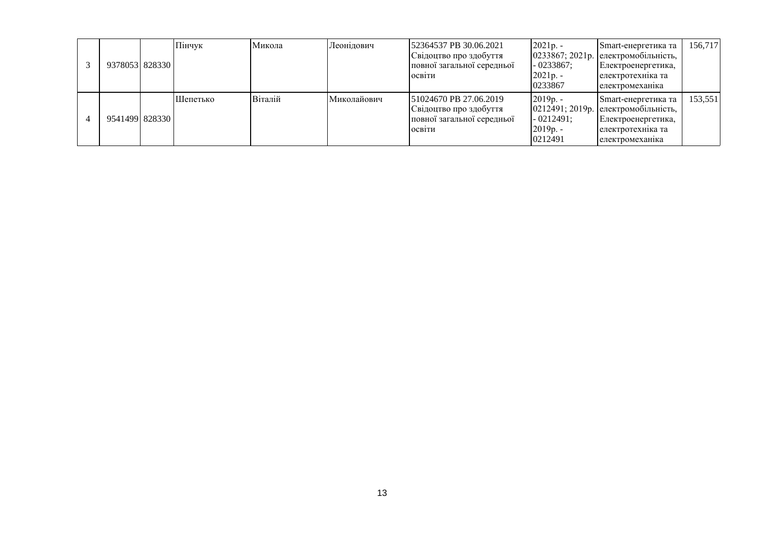| 3 | 9378053 | 828330 | Пінчук | Микола | Леонідович | 52364537 РВ 30.06.2021 Свідоцтво про здобуття повної загальної середньої освіти | 2021р. - 0233867; 2021р. - 0233867; 2021р. - 0233867 | Smart-енергетика та електромобільність, Електроенергетика, електротехніка та електромеханіка | 156,717 |
|---|---|---|---|---|---|---|---|---|---|
| 4 | 9541499 | 828330 | Шепетько | Віталій | Миколайович | 51024670 РВ 27.06.2019 Свідоцтво про здобуття повної загальної середньої освіти | 2019р. - 0212491; 2019р. - 0212491; 2019р. - 0212491 | Smart-енергетика та електромобільність, Електроенергетика, електротехніка та електромеханіка | 153,551 |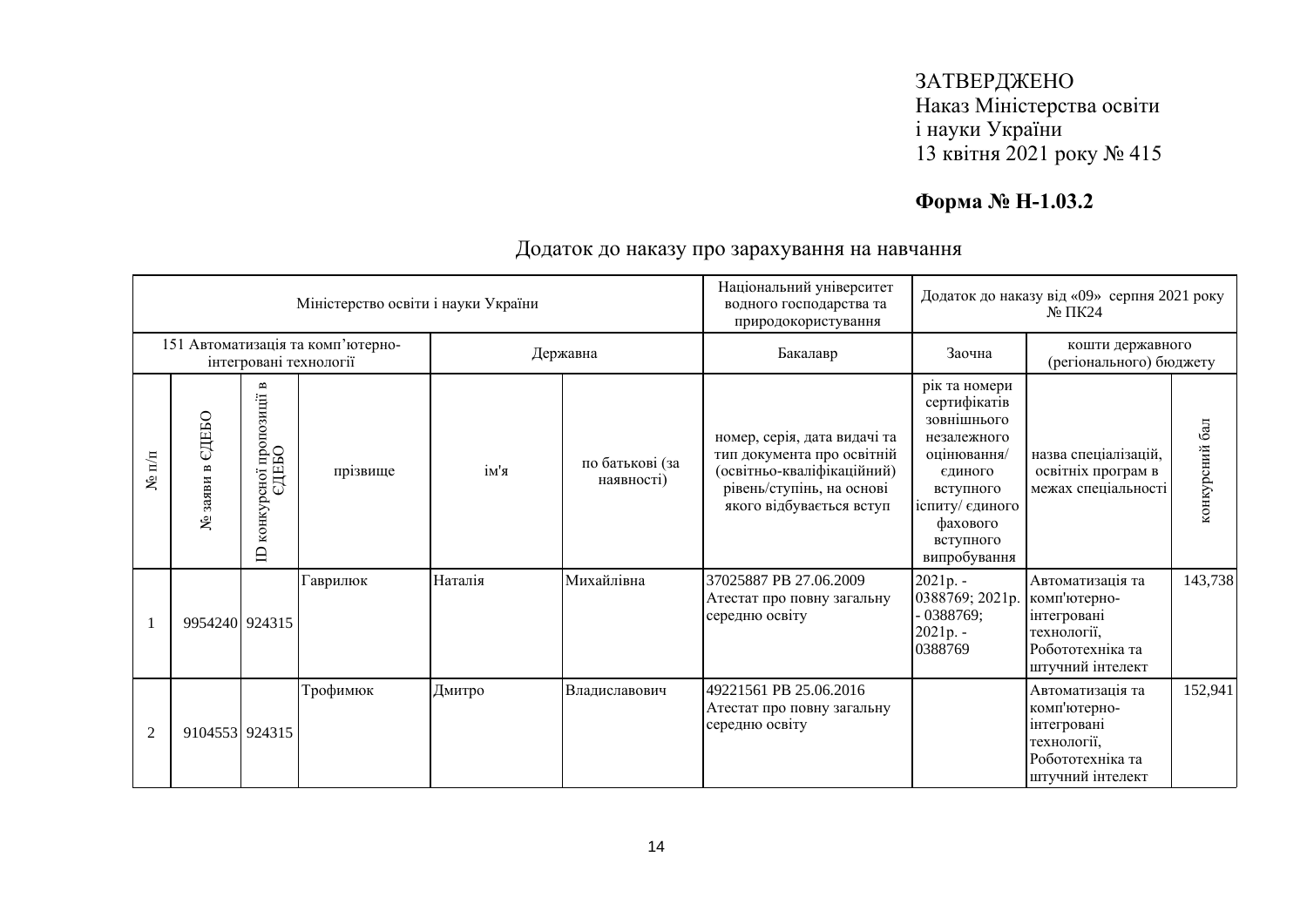ЗАТВЕРДЖЕНО
Наказ Міністерства освіти
і науки України
13 квітня 2021 року № 415

**Форма № Н-1.03.2**

Додаток до наказу про зарахування на навчання

| Міністерство освіти і науки України | | | | | | Національний університет водного господарства та природокористування | Додаток до наказу від «09» серпня 2021 року № ПК24 | | |
|---|---|---|---|---|---|---|---|---|---|
| 151 Автоматизація та комп'ютерно-інтегровані технології | | | | Державна | | Бакалавр | Заочна | кошти державного (регіонального) бюджету | |
| № п/п | № заяви в ЄДЕБО | ID конкурсної пропозиції в ЄДЕБО | прізвище | ім'я | по батькові (за наявності) | номер, серія, дата видачі та тип документа про освітній (освітньо-кваліфікаційний) рівень/ступінь, на основі якого відбувається вступ | рік та номери сертифікатів зовнішнього незалежного оцінювання/ єдиного вступного іспиту/ єдиного фахового вступного випробування | назва спеціалізацій, освітніх програм в межах спеціальності | конкурсний бал |
| 1 | 9954240 | 924315 | Гаврилюк | Наталія | Михайлівна | 37025887 PB 27.06.2009 Атестат про повну загальну середню освіту | 2021р. - 0388769; 2021р. - 0388769; 2021р. - 0388769 | Автоматизація та комп'ютерно-інтегровані технології, Робототехніка та штучний інтелект | 143,738 |
| 2 | 9104553 | 924315 | Трофимюк | Дмитро | Владиславович | 49221561 PB 25.06.2016 Атестат про повну загальну середню освіту | | Автоматизація та комп'ютерно-інтегровані технології, Робототехніка та штучний інтелект | 152,941 |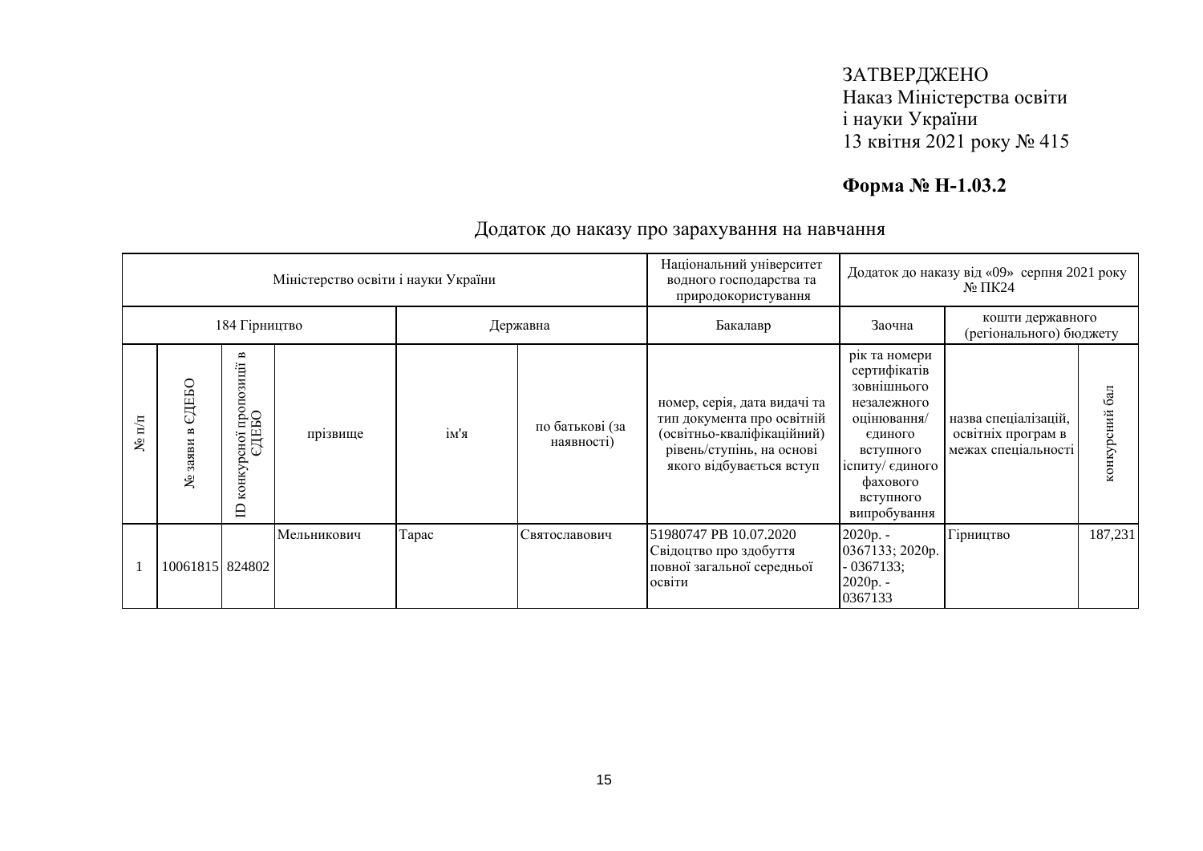ЗАТВЕРДЖЕНО
Наказ Міністерства освіти
і науки України
13 квітня 2021 року № 415

**Форма № Н-1.03.2**

Додаток до наказу про зарахування на навчання

| Міністерство освіти і науки України | | | | | | Національний університет водного господарства та природокористування | Додаток до наказу від «09» серпня 2021 року № ПК24 | | |
|---|---|---|---|---|---|---|---|---|---|
| 184 Гірництво | | | | Державна | | Бакалавр | Заочна | кошти державного (регіонального) бюджету | |
| № п/п | № заяви в ЄДЕБО | ID конкурсної пропозиції в ЄДЕБО | прізвище | ім'я | по батькові (за наявності) | номер, серія, дата видачі та тип документа про освітній (освітньо-кваліфікаційний) рівень/ступінь, на основі якого відбувається вступ | рік та номери сертифікатів зовнішнього незалежного оцінювання/ єдиного вступного іспиту/ єдиного фахового вступного випробування | назва спеціалізацій, освітніх програм в межах спеціальності | конкурсний бал |
| 1 | 10061815 | 824802 | Мельникович | Тарас | Святославович | 51980747 РВ 10.07.2020 Свідоцтво про здобуття повної загальної середньої освіти | 2020р. - 0367133; 2020р. - 0367133; 2020р. - 0367133 | Гірництво | 187,231 |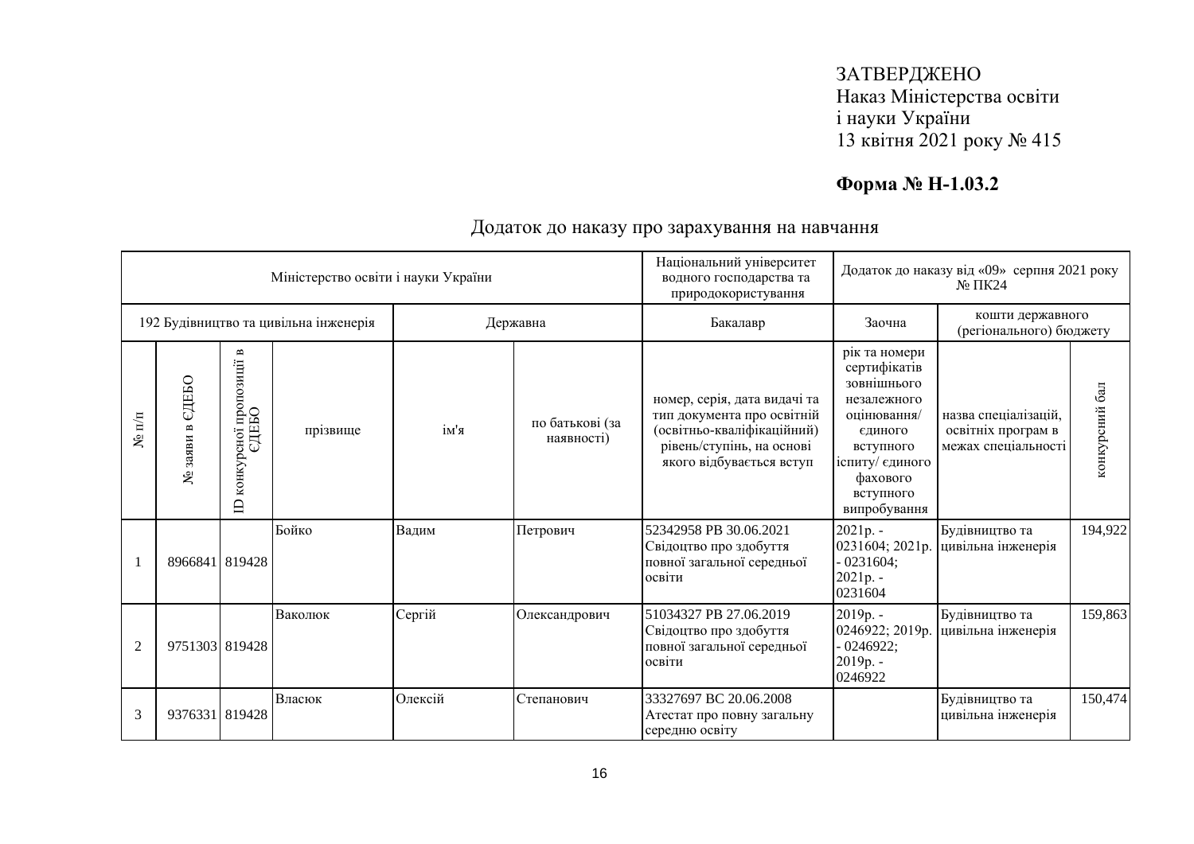ЗАТВЕРДЖЕНО
Наказ Міністерства освіти
і науки України
13 квітня 2021 року № 415

**Форма № Н-1.03.2**

Додаток до наказу про зарахування на навчання

| Міністерство освіти і науки України | | | | | | Національний університет водного господарства та природокористування | Додаток до наказу від «09» серпня 2021 року № ПК24 | | |
|---|---|---|---|---|---|---|---|---|---|
| 192 Будівництво та цивільна інженерія | | | | Державна | | Бакалавр | Заочна | кошти державного (регіонального) бюджету | |
| № п/п | № заяви в ЄДЕБО | ID конкурсної пропозиції в ЄДЕБО | прізвище | ім'я | по батькові (за наявності) | номер, серія, дата видачі та тип документа про освітній (освітньо-кваліфікаційний) рівень/ступінь, на основі якого відбувається вступ | рік та номери сертифікатів зовнішнього незалежного оцінювання/ єдиного вступного іспиту/ єдиного фахового вступного випробування | назва спеціалізацій, освітніх програм в межах спеціальності | конкурсний бал |
| 1 | 8966841 | 819428 | Бойко | Вадим | Петрович | 52342958 РВ 30.06.2021 Свідоцтво про здобуття повної загальної середньої освіти | 2021р. - 0231604; 2021р. - 0231604; 2021р. - 0231604 | Будівництво та цивільна інженерія | 194,922 |
| 2 | 9751303 | 819428 | Ваколюк | Сергій | Олександрович | 51034327 РВ 27.06.2019 Свідоцтво про здобуття повної загальної середньої освіти | 2019р. - 0246922; 2019р. - 0246922; 2019р. - 0246922 | Будівництво та цивільна інженерія | 159,863 |
| 3 | 9376331 | 819428 | Власюк | Олексій | Степанович | 33327697 ВС 20.06.2008 Атестат про повну загальну середню освіту | | Будівництво та цивільна інженерія | 150,474 |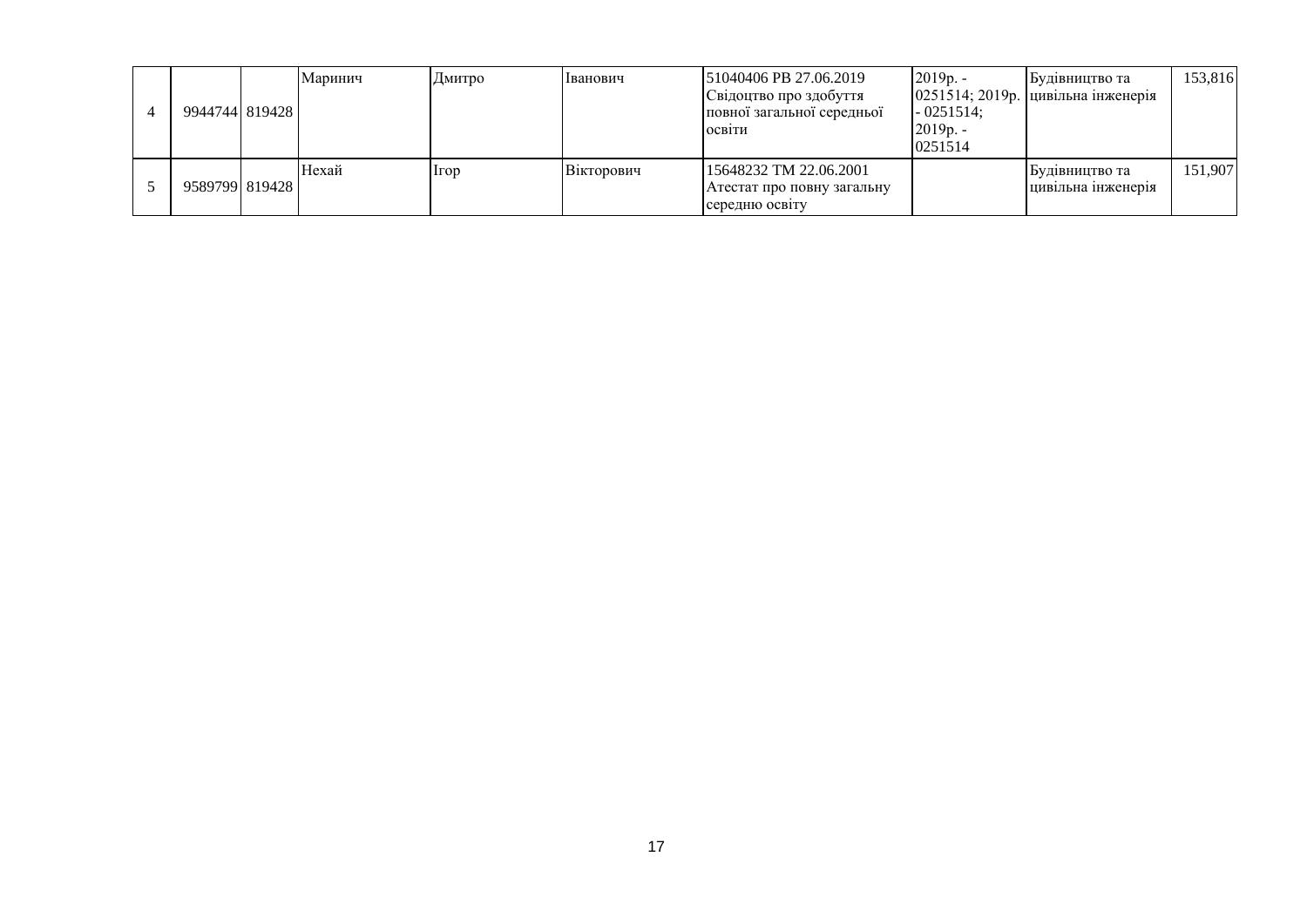| | | | | | | | | | |
|---|---|---|---|---|---|---|---|---|---|
| 4 | 9944744 | 819428 | Маринич | Дмитро | Іванович | 51040406 PB 27.06.2019 Свідоцтво про здобуття повної загальної середньої освіти | 2019р. - 0251514; 2019р. - 0251514; 2019р. - 0251514 | Будівництво та цивільна інженерія | 153,816 |
| 5 | 9589799 | 819428 | Нехай | Ігор | Вікторович | 15648232 TM 22.06.2001 Атестат про повну загальну середню освіту | | Будівництво та цивільна інженерія | 151,907 |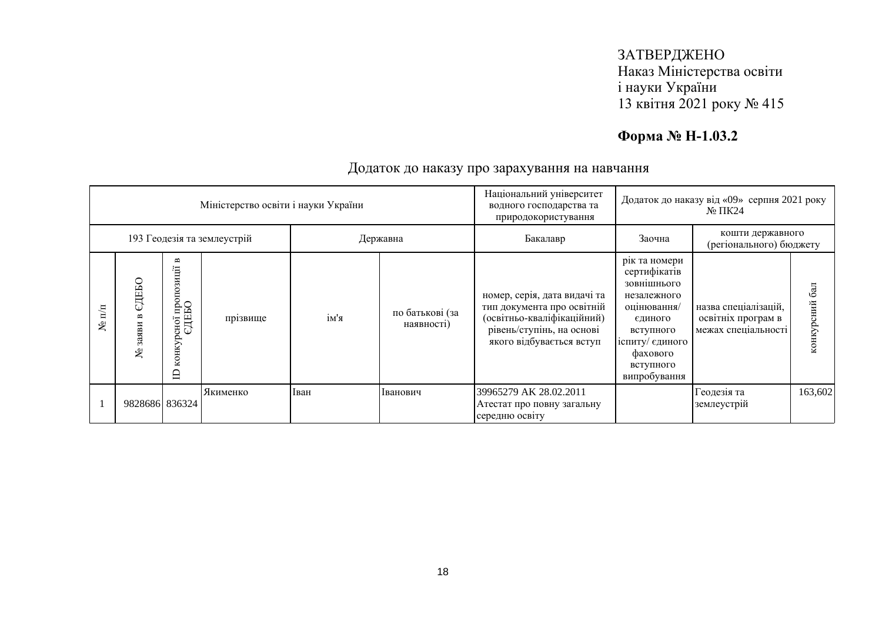ЗАТВЕРДЖЕНО
Наказ Міністерства освіти
і науки України
13 квітня 2021 року № 415

**Форма № Н-1.03.2**

Додаток до наказу про зарахування на навчання

| Міністерство освіти і науки України | | | | | | Національний університет водного господарства та природокористування | Додаток до наказу від «09» серпня 2021 року № ПК24 | | |
|---|---|---|---|---|---|---|---|---|---|
| 193 Геодезія та землеустрій | | | | Державна | | Бакалавр | Заочна | кошти державного (регіонального) бюджету | |
| № п/п | № заяви в ЄДЕБО | ID конкурсної пропозиції в ЄДЕБО | прізвище | ім'я | по батькові (за наявності) | номер, серія, дата видачі та тип документа про освітній (освітньо-кваліфікаційний) рівень/ступінь, на основі якого відбувається вступ | рік та номери сертифікатів зовнішнього незалежного оцінювання/ єдиного вступного іспиту/ єдиного фахового вступного випробування | назва спеціалізацій, освітніх програм в межах спеціальності | конкурсний бал |
| 1 | 9828686 | 836324 | Якименко | Іван | Іванович | 39965279 АК 28.02.2011 Атестат про повну загальну середню освіту | | Геодезія та землеустрій | 163,602 |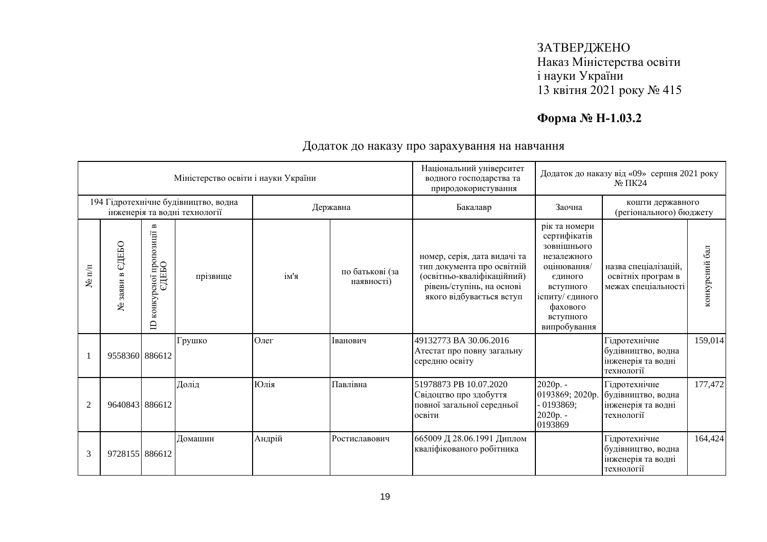ЗАТВЕРДЖЕНО
Наказ Міністерства освіти
і науки України
13 квітня 2021 року № 415

**Форма № Н-1.03.2**

Додаток до наказу про зарахування на навчання

| Міністерство освіти і науки України | | | | | | Національний університет водного господарства та природокористування | Додаток до наказу від «09» серпня 2021 року № ПК24 | | |
|---|---|---|---|---|---|---|---|---|---|
| 194 Гідротехнічне будівництво, водна інженерія та водні технології | | | | Державна | | Бакалавр | Заочна | кошти державного (регіонального) бюджету | |
| № п/п | № заяви в ЄДЕБО | ID конкурсної пропозиції в ЄДЕБО | прізвище | ім'я | по батькові (за наявності) | номер, серія, дата видачі та тип документа про освітній (освітньо-кваліфікаційний) рівень/ступінь, на основі якого відбувається вступ | рік та номери сертифікатів зовнішнього незалежного оцінювання/ єдиного вступного іспиту/ єдиного фахового вступного випробування | назва спеціалізацій, освітніх програм в межах спеціальності | конкурсний бал |
| 1 | 9558360 | 886612 | Грушко | Олег | Іванович | 49132773 ВА 30.06.2016 Атестат про повну загальну середню освіту | | Гідротехнічне будівництво, водна інженерія та водні технології | 159,014 |
| 2 | 9640843 | 886612 | Долід | Юлія | Павлівна | 51978873 РВ 10.07.2020 Свідоцтво про здобуття повної загальної середньої освіти | 2020р. - 0193869; 2020р. - 0193869; 2020р. - 0193869 | Гідротехнічне будівництво, водна інженерія та водні технології | 177,472 |
| 3 | 9728155 | 886612 | Домашин | Андрій | Ростиславович | 665009 Д 28.06.1991 Диплом кваліфікованого робітника | | Гідротехнічне будівництво, водна інженерія та водні технології | 164,424 |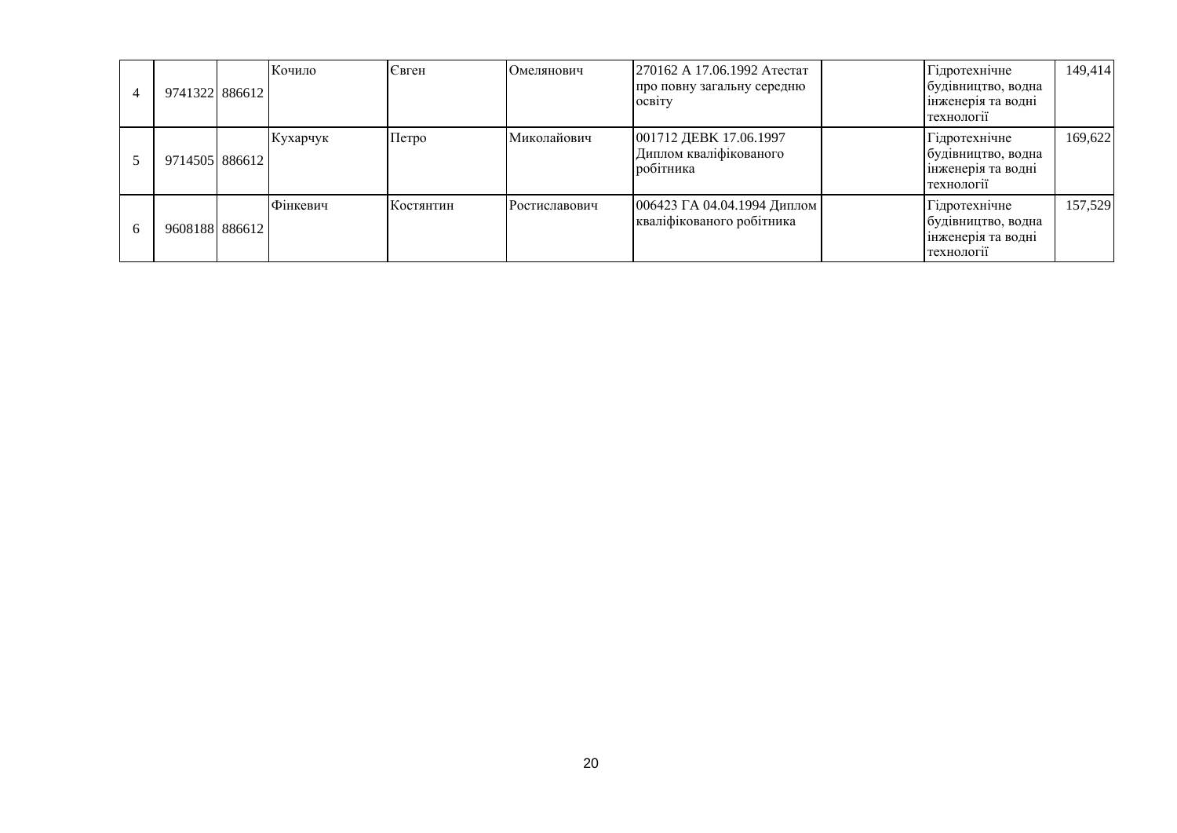| | | | | | | | | | |
|---|---|---|---|---|---|---|---|---|---|
| 4 | 9741322 | 886612 | Кочило | Євген | Омелянович | 270162 А 17.06.1992 Атестат про повну загальну середню освіту | | Гідротехнічне будівництво, водна інженерія та водні технології | 149,414 |
| 5 | 9714505 | 886612 | Кухарчук | Петро | Миколайович | 001712 ДЕВК 17.06.1997 Диплом кваліфікованого робітника | | Гідротехнічне будівництво, водна інженерія та водні технології | 169,622 |
| 6 | 9608188 | 886612 | Фінкевич | Костянтин | Ростиславович | 006423 ГА 04.04.1994 Диплом кваліфікованого робітника | | Гідротехнічне будівництво, водна інженерія та водні технології | 157,529 |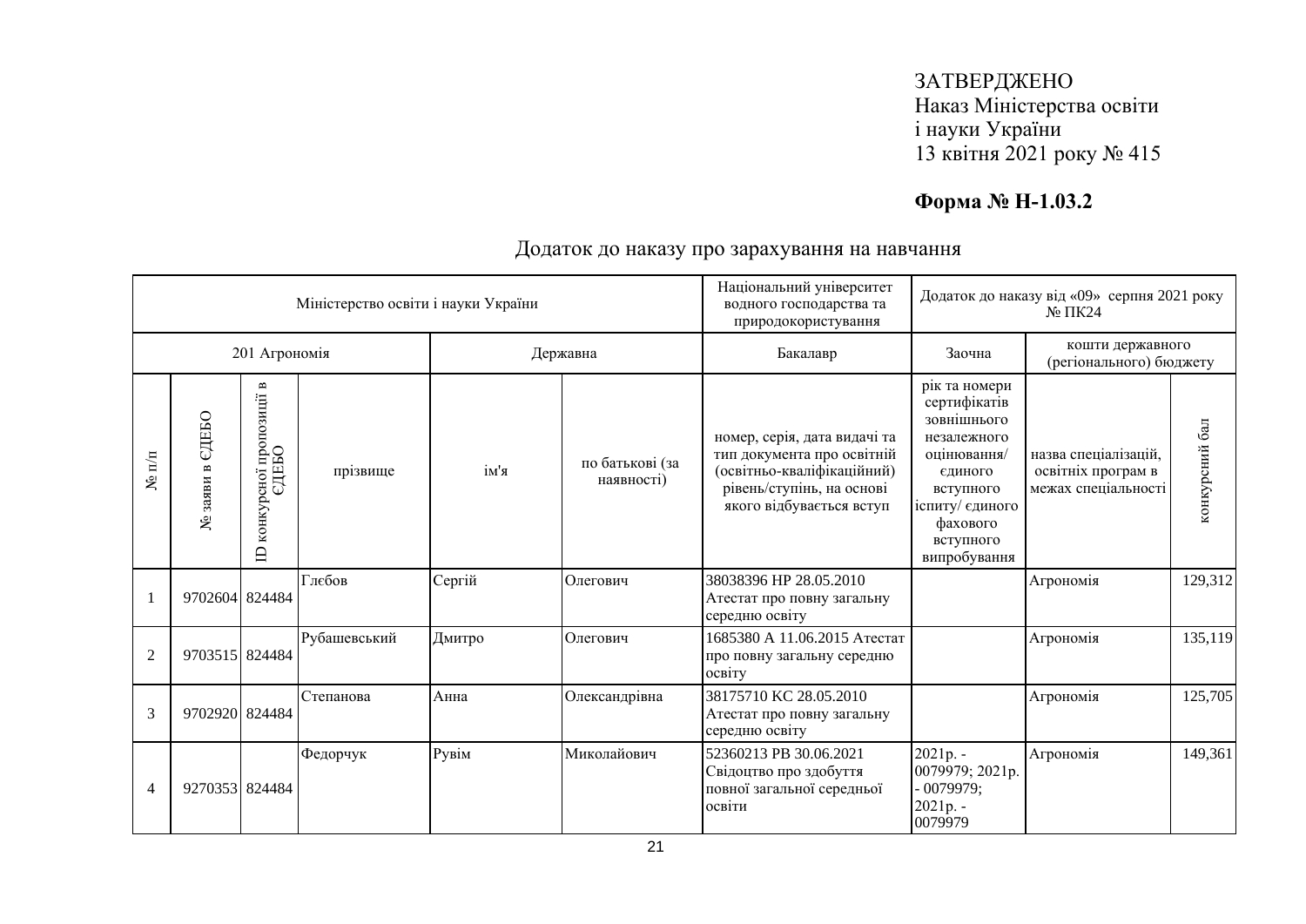ЗАТВЕРДЖЕНО
Наказ Міністерства освіти
і науки України
13 квітня 2021 року № 415

**Форма № Н-1.03.2**

## Додаток до наказу про зарахування на навчання

| Міністерство освіти і науки України | | | | | | Національний університет водного господарства та природокористування | Додаток до наказу від «09» серпня 2021 року № ПК24 | | |
|---|---|---|---|---|---|---|---|---|---|
| 201 Агрономія | | | | Державна | | Бакалавр | Заочна | кошти державного (регіонального) бюджету | |
| № п/п | № заяви в ЄДЕБО | ID конкурсної пропозиції в ЄДЕБО | прізвище | ім'я | по батькові (за наявності) | номер, серія, дата видачі та тип документа про освітній (освітньо-кваліфікаційний) рівень/ступінь, на основі якого відбувається вступ | рік та номери сертифікатів зовнішнього незалежного оцінювання/ єдиного вступного іспиту/ єдиного фахового вступного випробування | назва спеціалізацій, освітніх програм в межах спеціальності | конкурсний бал |
| 1 | 9702604 | 824484 | Глєбов | Сергій | Олегович | 38038396 HP 28.05.2010 Атестат про повну загальну середню освіту | | Агрономія | 129,312 |
| 2 | 9703515 | 824484 | Рубашевський | Дмитро | Олегович | 1685380 A 11.06.2015 Атестат про повну загальну середню освіту | | Агрономія | 135,119 |
| 3 | 9702920 | 824484 | Степанова | Анна | Олександрівна | 38175710 КС 28.05.2010 Атестат про повну загальну середню освіту | | Агрономія | 125,705 |
| 4 | 9270353 | 824484 | Федорчук | Рувім | Миколайович | 52360213 PB 30.06.2021 Свідоцтво про здобуття повної загальної середньої освіти | 2021р. - 0079979; 2021р. - 0079979; 2021р. - 0079979 | Агрономія | 149,361 |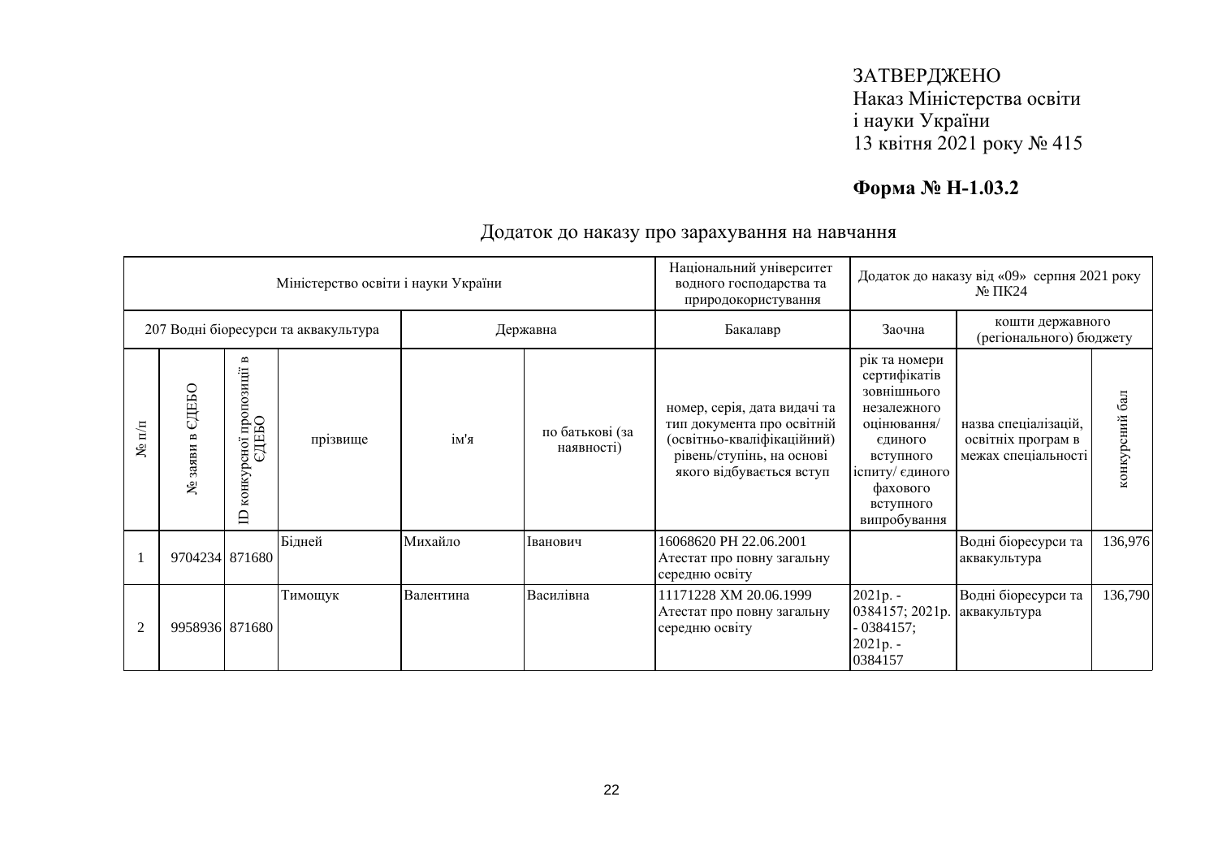ЗАТВЕРДЖЕНО
Наказ Міністерства освіти
і науки України
13 квітня 2021 року № 415

**Форма № Н-1.03.2**

Додаток до наказу про зарахування на навчання

| Міністерство освіти і науки України | | | | | | Національний університет водного господарства та природокористування | Додаток до наказу від «09» серпня 2021 року № ПК24 | | |
|---|---|---|---|---|---|---|---|---|---|
| 207 Водні біоресурси та аквакультура | | | | Державна | | Бакалавр | Заочна | кошти державного (регіонального) бюджету | |
| № п/п | № заяви в ЄДЕБО | ID конкурсної пропозиції в ЄДЕБО | прізвище | ім'я | по батькові (за наявності) | номер, серія, дата видачі та тип документа про освітній (освітньо-кваліфікаційний) рівень/ступінь, на основі якого відбувається вступ | рік та номери сертифікатів зовнішнього незалежного оцінювання/ єдиного вступного іспиту/ єдиного фахового вступного випробування | назва спеціалізацій, освітніх програм в межах спеціальності | конкурсний бал |
| 1 | 9704234 | 871680 | Бідней | Михайло | Іванович | 16068620 РН 22.06.2001 Атестат про повну загальну середню освіту | | Водні біоресурси та аквакультура | 136,976 |
| 2 | 9958936 | 871680 | Тимощук | Валентина | Василівна | 11171228 ХМ 20.06.1999 Атестат про повну загальну середню освіту | 2021р. - 0384157; 2021р. - 0384157; 2021р. - 0384157 | Водні біоресурси та аквакультура | 136,790 |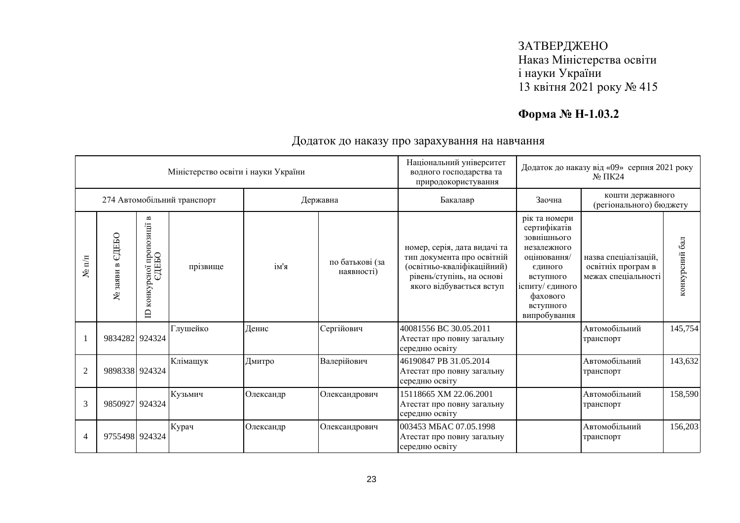ЗАТВЕРДЖЕНО
Наказ Міністерства освіти
і науки України
13 квітня 2021 року № 415

**Форма № Н-1.03.2**

Додаток до наказу про зарахування на навчання

| Міністерство освіти і науки України | | | | | | Національний університет водного господарства та природокористування | Додаток до наказу від «09» серпня 2021 року № ПК24 | | |
|---|---|---|---|---|---|---|---|---|---|
| 274 Автомобільний транспорт | | | | Державна | | Бакалавр | Заочна | кошти державного (регіонального) бюджету | |
| № п/п | № заяви в ЄДЕБО | ID конкурсної пропозиції в ЄДЕБО | прізвище | ім'я | по батькові (за наявності) | номер, серія, дата видачі та тип документа про освітній (освітньо-кваліфікаційний) рівень/ступінь, на основі якого відбувається вступ | рік та номери сертифікатів зовнішнього незалежного оцінювання/ єдиного вступного іспиту/ єдиного фахового вступного випробування | назва спеціалізацій, освітніх програм в межах спеціальності | конкурсний бал |
| 1 | 9834282 | 924324 | Глушейко | Денис | Сергійович | 40081556 ВС 30.05.2011 Атестат про повну загальну середню освіту | | Автомобільний транспорт | 145,754 |
| 2 | 9898338 | 924324 | Клімащук | Дмитро | Валерійович | 46190847 РВ 31.05.2014 Атестат про повну загальну середню освіту | | Автомобільний транспорт | 143,632 |
| 3 | 9850927 | 924324 | Кузьмич | Олександр | Олександрович | 15118665 ХМ 22.06.2001 Атестат про повну загальну середню освіту | | Автомобільний транспорт | 158,590 |
| 4 | 9755498 | 924324 | Курач | Олександр | Олександрович | 003453 МБАС 07.05.1998 Атестат про повну загальну середню освіту | | Автомобільний транспорт | 156,203 |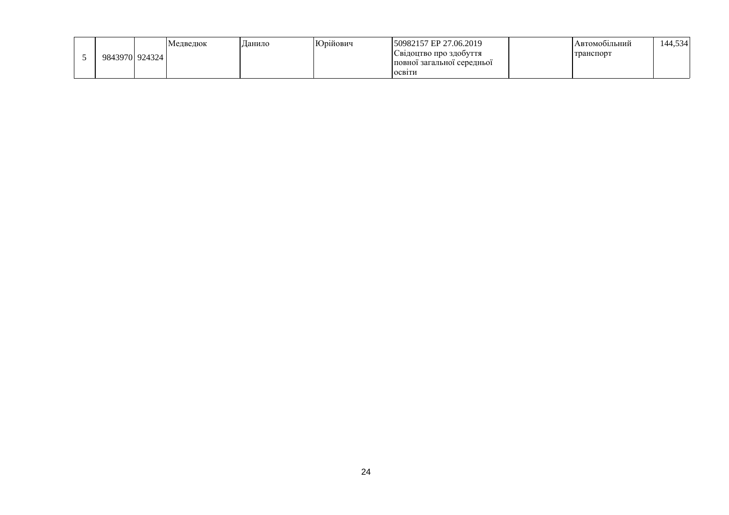| | | | | | | | | | |
|---|---|---|---|---|---|---|---|---|---|
| 5 | 9843970 | 924324 | Медведюк | Данило | Юрійович | 50982157 ЕР 27.06.2019 Свідоцтво про здобуття повної загальної середньої освіти | | Автомобільний транспорт | 144,534 |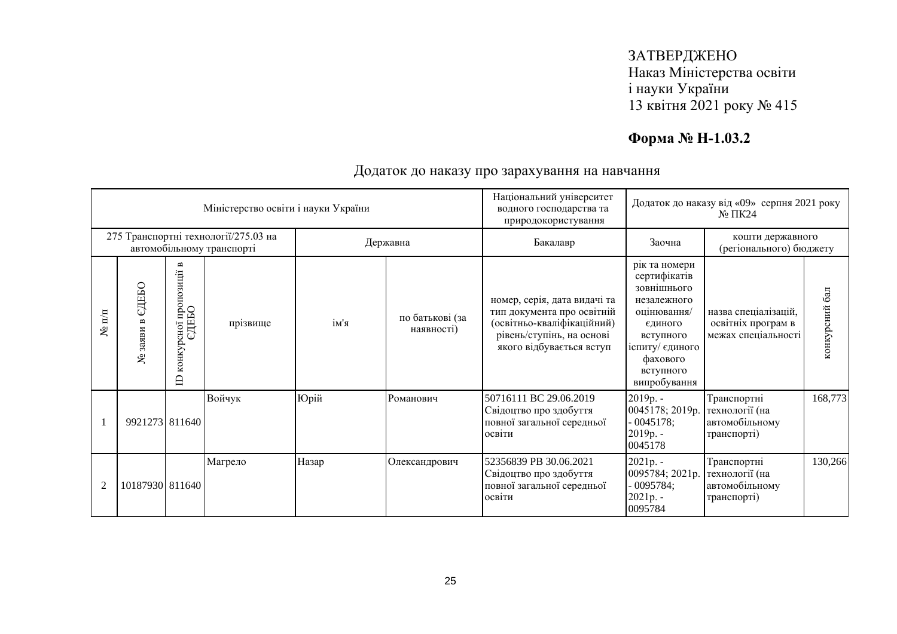ЗАТВЕРДЖЕНО
Наказ Міністерства освіти
і науки України
13 квітня 2021 року № 415

**Форма № Н-1.03.2**

Додаток до наказу про зарахування на навчання

| Міністерство освіти і науки України | | | | | | Національний університет водного господарства та природокористування | Додаток до наказу від «09» серпня 2021 року № ПК24 | | |
|---|---|---|---|---|---|---|---|---|---|
| 275 Транспортні технології/275.03 на автомобільному транспорті | | | | Державна | | Бакалавр | Заочна | кошти державного (регіонального) бюджету | |
| № п/п | № заяви в ЄДЕБО | ID конкурсної пропозиції в ЄДЕБО | прізвище | ім'я | по батькові (за наявності) | номер, серія, дата видачі та тип документа про освітній (освітньо-кваліфікаційний) рівень/ступінь, на основі якого відбувається вступ | рік та номери сертифікатів зовнішнього незалежного оцінювання/ єдиного вступного іспиту/ єдиного фахового вступного випробування | назва спеціалізацій, освітніх програм в межах спеціальності | конкурсний бал |
| 1 | 9921273 | 811640 | Войчук | Юрій | Романович | 50716111 ВС 29.06.2019 Свідоцтво про здобуття повної загальної середньої освіти | 2019р. - 0045178; 2019р. - 0045178; 2019р. - 0045178 | Транспортні технології (на автомобільному транспорті) | 168,773 |
| 2 | 10187930 | 811640 | Магрело | Назар | Олександрович | 52356839 РВ 30.06.2021 Свідоцтво про здобуття повної загальної середньої освіти | 2021р. - 0095784; 2021р. - 0095784; 2021р. - 0095784 | Транспортні технології (на автомобільному транспорті) | 130,266 |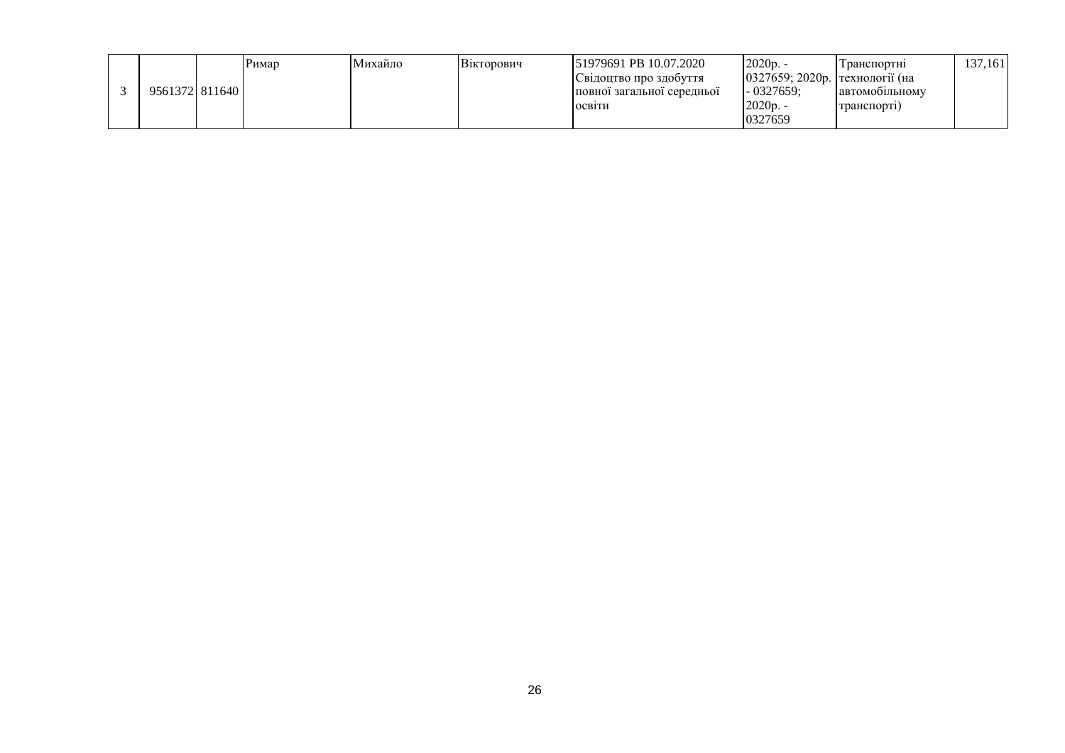| | | | | | | | | | |
|---|---|---|---|---|---|---|---|---|---|
| 3 | 9561372 | 811640 | Римар | Михайло | Вікторович | 51979691 РВ 10.07.2020 Свідоцтво про здобуття повної загальної середньої освіти | 2020р. - 0327659; 2020р. - 0327659; 2020р. - 0327659 | Транспортні технології (на автомобільному транспорті) | 137,161 |